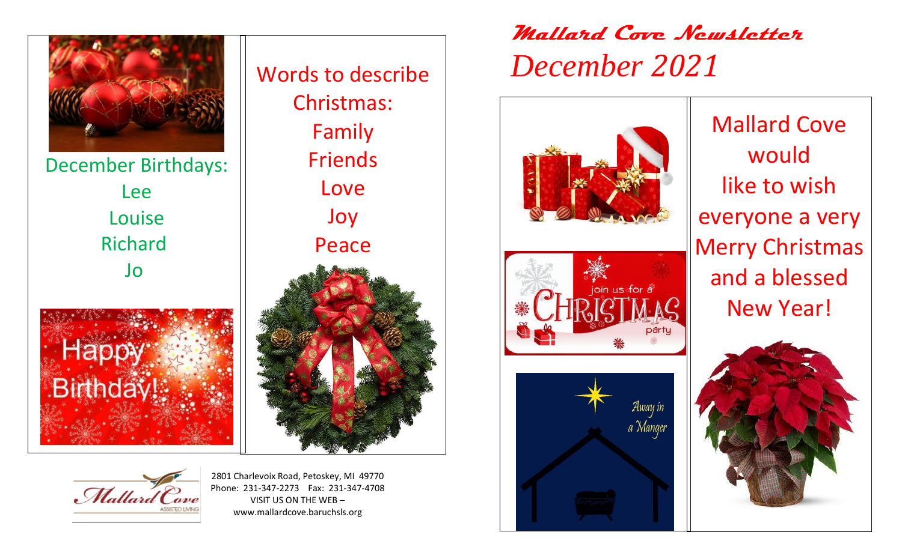# Mallard Cove Newsletter

## December 2021

December Birthdays:

Lee

Louise

Richard

Jo

Words to describe Christmas:

Family

Friends

Love

Joy

Peace

Mallard Cove would like to wish everyone a very Merry Christmas and a blessed New Year!

2801 Charlevoix Road, Petoskey, MI 49770
Phone: 231-347-2273 Fax: 231-347-4708
VISIT US ON THE WEB –
www.mallardcove.baruchsls.org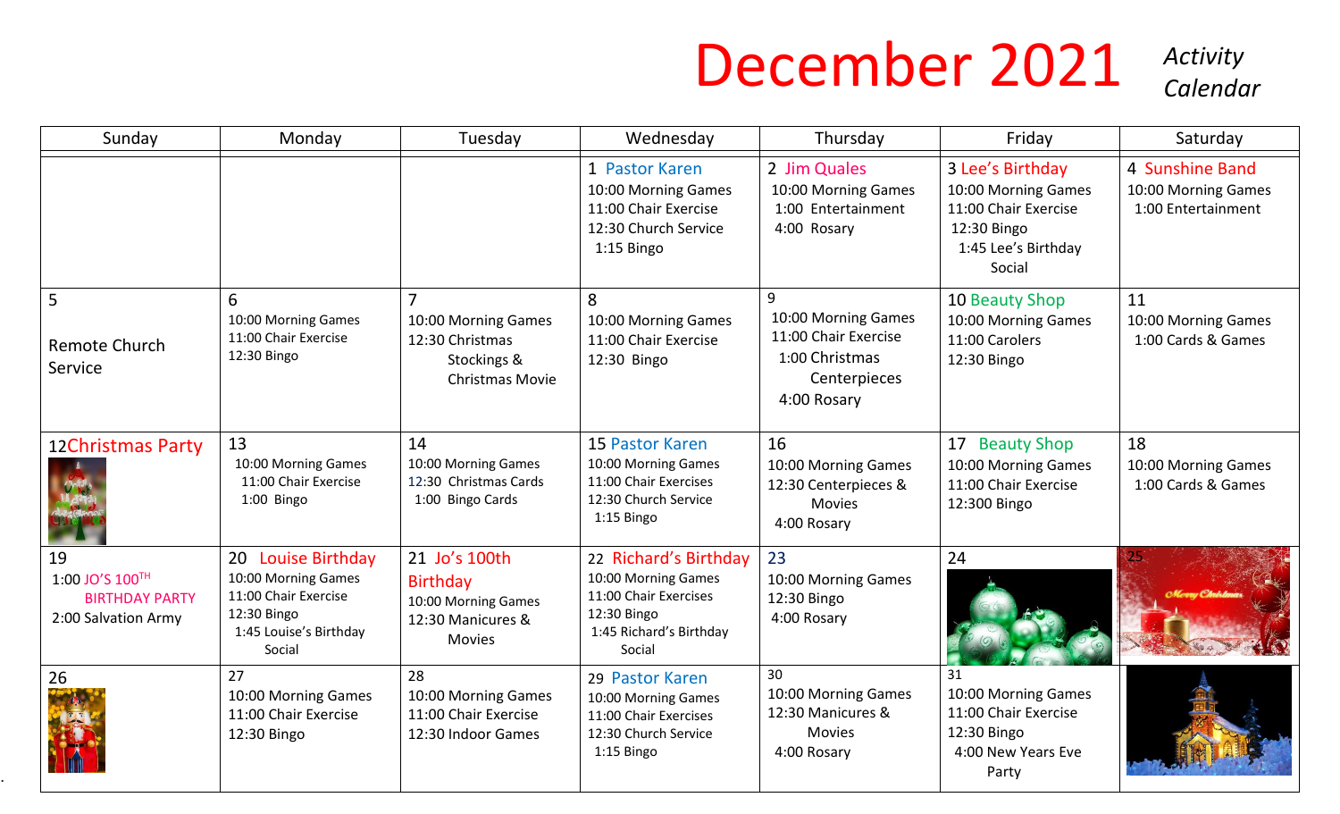# December 2021 *Activity Calendar*

| Sunday | Monday | Tuesday | Wednesday | Thursday | Friday | Saturday |
|---|---|---|---|---|---|---|
| | | | 1 Pastor Karen<br>10:00 Morning Games<br>11:00 Chair Exercise<br>12:30 Church Service<br>1:15 Bingo | 2 Jim Quales<br>10:00 Morning Games<br>1:00 Entertainment<br>4:00 Rosary | 3 Lee's Birthday<br>10:00 Morning Games<br>11:00 Chair Exercise<br>12:30 Bingo<br>1:45 Lee's Birthday Social | 4 Sunshine Band<br>10:00 Morning Games<br>1:00 Entertainment |
| 5<br>Remote Church Service | 6<br>10:00 Morning Games<br>11:00 Chair Exercise<br>12:30 Bingo | 7<br>10:00 Morning Games<br>12:30 Christmas Stockings & Christmas Movie | 8<br>10:00 Morning Games<br>11:00 Chair Exercise<br>12:30 Bingo | 9<br>10:00 Morning Games<br>11:00 Chair Exercise<br>1:00 Christmas Centerpieces<br>4:00 Rosary | 10 Beauty Shop<br>10:00 Morning Games<br>11:00 Carolers<br>12:30 Bingo | 11<br>10:00 Morning Games<br>1:00 Cards & Games |
| 12 Christmas Party | 13<br>10:00 Morning Games<br>11:00 Chair Exercise<br>1:00 Bingo | 14<br>10:00 Morning Games<br>12:30 Christmas Cards<br>1:00 Bingo Cards | 15 Pastor Karen<br>10:00 Morning Games<br>11:00 Chair Exercise<br>12:30 Church Service<br>1:15 Bingo | 16<br>10:00 Morning Games<br>12:30 Centerpieces & Movies<br>4:00 Rosary | 17 Beauty Shop<br>10:00 Morning Games<br>11:00 Chair Exercise<br>12:300 Bingo | 18<br>10:00 Morning Games<br>1:00 Cards & Games |
| 19<br>1:00 JO'S 100TH BIRTHDAY PARTY<br>2:00 Salvation Army | 20 Louise Birthday<br>10:00 Morning Games<br>11:00 Chair Exercise<br>12:30 Bingo<br>1:45 Louise's Birthday Social | 21 Jo's 100th Birthday<br>10:00 Morning Games<br>12:30 Manicures & Movies | 22 Richard's Birthday<br>10:00 Morning Games<br>11:00 Chair Exercises<br>12:30 Bingo<br>1:45 Richard's Birthday Social | 23<br>10:00 Morning Games<br>12:30 Bingo<br>4:00 Rosary | 24 | 25 |
| 26 | 27<br>10:00 Morning Games<br>11:00 Chair Exercise<br>12:30 Bingo | 28<br>10:00 Morning Games<br>11:00 Chair Exercise<br>12:30 Indoor Games | 29 Pastor Karen<br>10:00 Morning Games<br>11:00 Chair Exercises<br>12:30 Church Service<br>1:15 Bingo | 30<br>10:00 Morning Games<br>12:30 Manicures & Movies<br>4:00 Rosary | 31<br>10:00 Morning Games<br>11:00 Chair Exercise<br>12:30 Bingo<br>4:00 New Years Eve Party | |